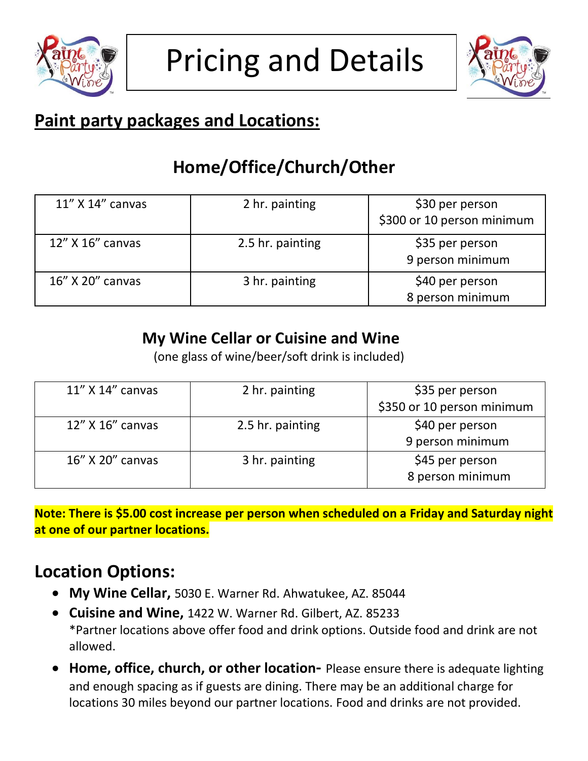# Pricing and Details

## Paint party packages and Locations:

### Home/Office/Church/Other

| | | |
|---|---|---|
| 11" X 14" canvas | 2 hr. painting | $30 per person<br>$300 or 10 person minimum |
| 12" X 16" canvas | 2.5 hr. painting | $35 per person<br>9 person minimum |
| 16" X 20" canvas | 3 hr. painting | $40 per person<br>8 person minimum |

### My Wine Cellar or Cuisine and Wine

(one glass of wine/beer/soft drink is included)

| | | |
|---|---|---|
| 11" X 14" canvas | 2 hr. painting | $35 per person<br>$350 or 10 person minimum |
| 12" X 16" canvas | 2.5 hr. painting | $40 per person<br>9 person minimum |
| 16" X 20" canvas | 3 hr. painting | $45 per person<br>8 person minimum |

**Note: There is $5.00 cost increase per person when scheduled on a Friday and Saturday night at one of our partner locations.**

## Location Options:

- **My Wine Cellar,** 5030 E. Warner Rd. Ahwatukee, AZ. 85044
- **Cuisine and Wine,** 1422 W. Warner Rd. Gilbert, AZ. 85233
  *Partner locations above offer food and drink options. Outside food and drink are not allowed.
- **Home, office, church, or other location-** Please ensure there is adequate lighting and enough spacing as if guests are dining. There may be an additional charge for locations 30 miles beyond our partner locations. Food and drinks are not provided.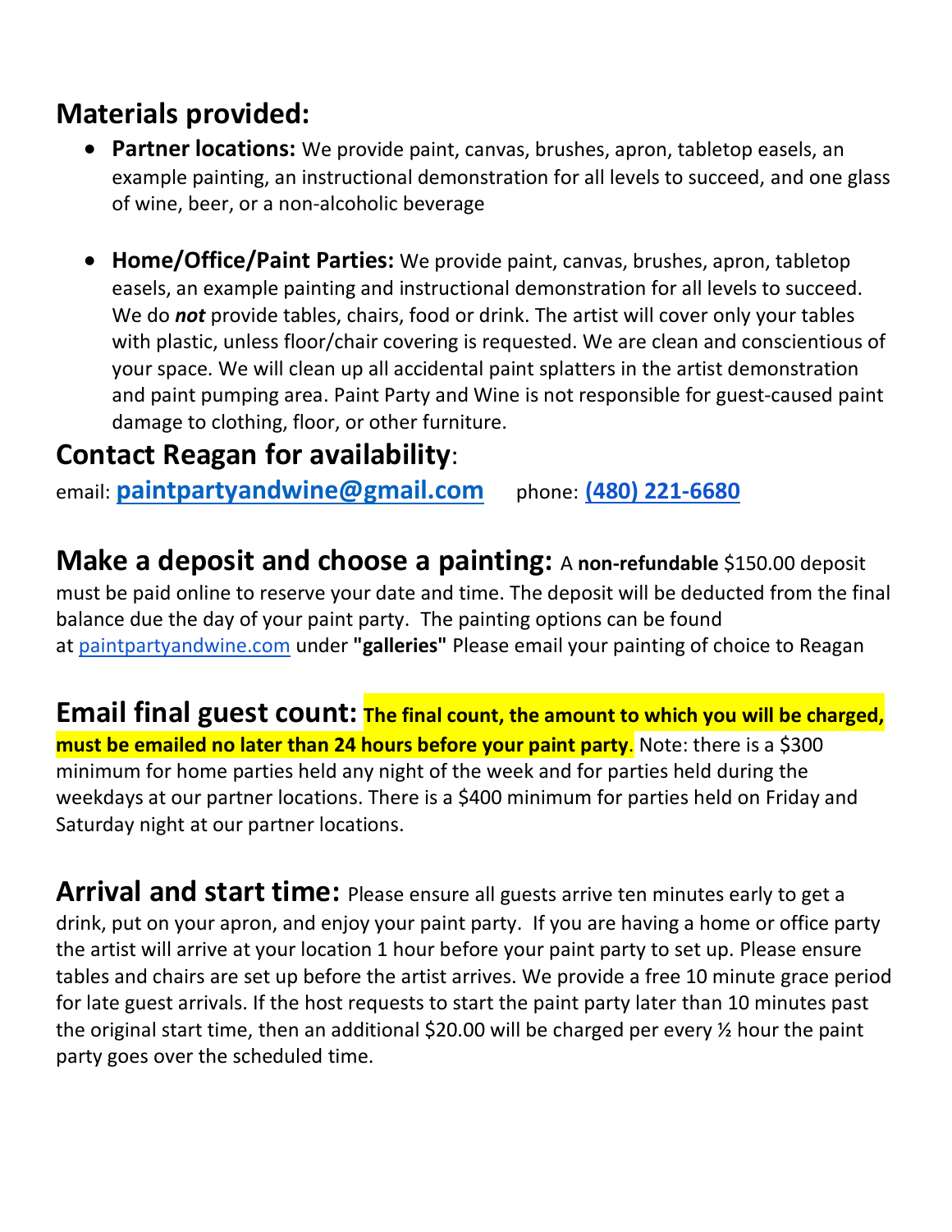## Materials provided:

- **Partner locations:** We provide paint, canvas, brushes, apron, tabletop easels, an example painting, an instructional demonstration for all levels to succeed, and one glass of wine, beer, or a non-alcoholic beverage

- **Home/Office/Paint Parties:** We provide paint, canvas, brushes, apron, tabletop easels, an example painting and instructional demonstration for all levels to succeed. We do ***not*** provide tables, chairs, food or drink. The artist will cover only your tables with plastic, unless floor/chair covering is requested. We are clean and conscientious of your space. We will clean up all accidental paint splatters in the artist demonstration and paint pumping area. Paint Party and Wine is not responsible for guest-caused paint damage to clothing, floor, or other furniture.

## Contact Reagan for availability:

email: **paintpartyandwine@gmail.com** phone: **(480) 221-6680**

**Make a deposit and choose a painting:** A **non-refundable** $150.00 deposit must be paid online to reserve your date and time. The deposit will be deducted from the final balance due the day of your paint party. The painting options can be found at paintpartyandwine.com under **"galleries"** Please email your painting of choice to Reagan

**Email final guest count:** **The final count, the amount to which you will be charged, must be emailed no later than 24 hours before your paint party**. Note: there is a $300 minimum for home parties held any night of the week and for parties held during the weekdays at our partner locations. There is a $400 minimum for parties held on Friday and Saturday night at our partner locations.

**Arrival and start time:** Please ensure all guests arrive ten minutes early to get a drink, put on your apron, and enjoy your paint party. If you are having a home or office party the artist will arrive at your location 1 hour before your paint party to set up. Please ensure tables and chairs are set up before the artist arrives. We provide a free 10 minute grace period for late guest arrivals. If the host requests to start the paint party later than 10 minutes past the original start time, then an additional $20.00 will be charged per every ½ hour the paint party goes over the scheduled time.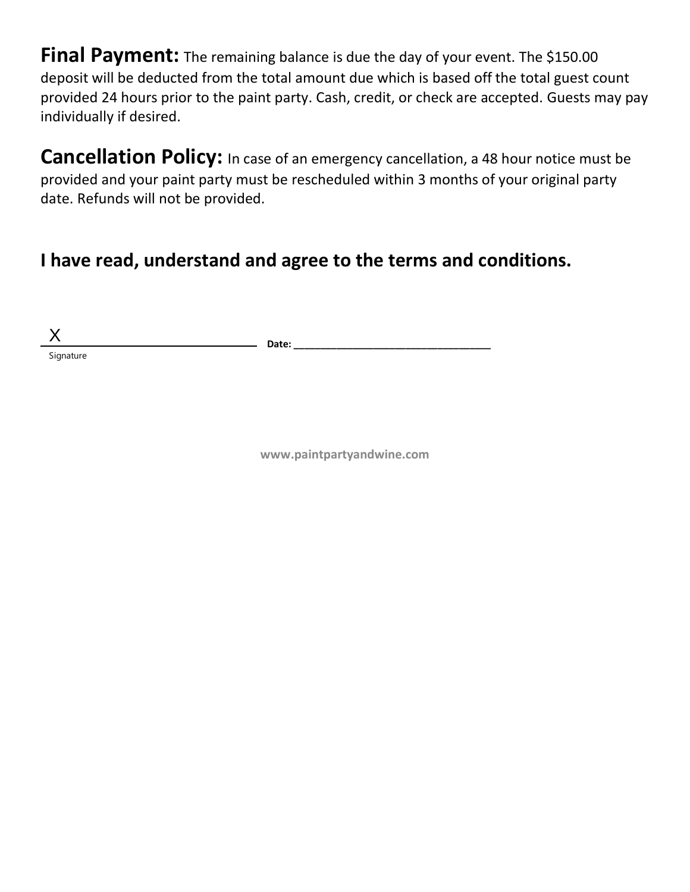**Final Payment:** The remaining balance is due the day of your event. The $150.00 deposit will be deducted from the total amount due which is based off the total guest count provided 24 hours prior to the paint party. Cash, credit, or check are accepted. Guests may pay individually if desired.

**Cancellation Policy:** In case of an emergency cancellation, a 48 hour notice must be provided and your paint party must be rescheduled within 3 months of your original party date. Refunds will not be provided.

### I have read, understand and agree to the terms and conditions.

X ________________________________ **Date:** ___________________________________

Signature

www.paintpartyandwine.com